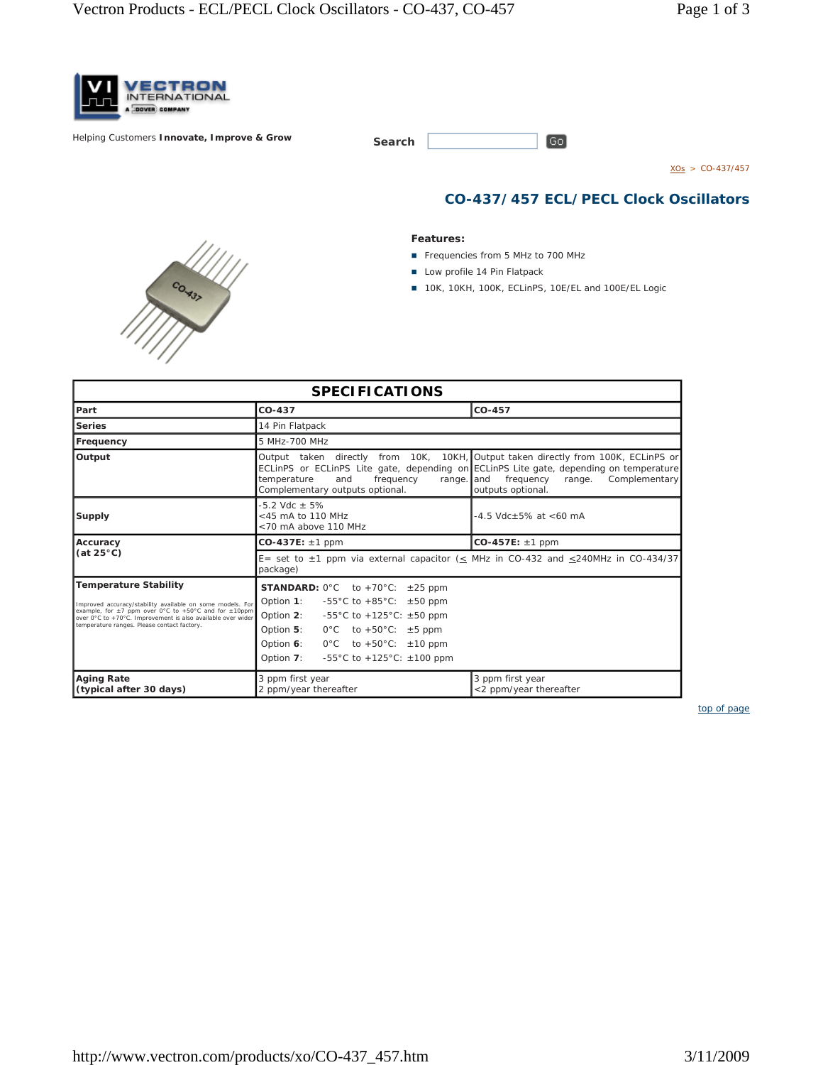Helping Customers **Innovate, Improve & Grow**

**Search** Go

XOs > CO-437/457

## CO-437/457 ECL/PECL Clock Oscillators

**Features:**

- Frequencies from 5 MHz to 700 MHz
- Low profile 14 Pin Flatpack
- 10K, 10KH, 100K, ECLinPS, 10E/EL and 100E/EL Logic

| SPECIFICATIONS | | |
|---|---|---|
| **Part** | **CO-437** | **CO-457** |
| **Series** | 14 Pin Flatpack | |
| **Frequency** | 5 MHz-700 MHz | |
| **Output** | Output taken directly from 10K, 10KH, ECLinPS or ECLinPS Lite gate, depending on temperature and frequency range. Complementary outputs optional. | Output taken directly from 100K, ECLinPS or ECLinPS Lite gate, depending on temperature and frequency range. Complementary outputs optional. |
| **Supply** | -5.2 Vdc ± 5%<br><45 mA to 110 MHz<br><70 mA above 110 MHz | -4.5 Vdc±5% at <60 mA |
| **Accuracy (at 25°C)** | **CO-437E:** ±1 ppm | **CO-457E:** ±1 ppm |
| | E= set to ±1 ppm via external capacitor (≤ MHz in CO-432 and ≤240MHz in CO-434/37 package) | |
| **Temperature Stability**<br>Improved accuracy/stability available on some models. For example, for ±7 ppm over 0°C to +50°C and for ±10ppm over 0°C to +70°C. Improvement is also available over wider temperature ranges. Please contact factory. | **STANDARD:** 0°C to +70°C: ±25 ppm<br>Option **1**: -55°C to +85°C: ±50 ppm<br>Option **2**: -55°C to +125°C: ±50 ppm<br>Option **5**: 0°C to +50°C: ±5 ppm<br>Option **6**: 0°C to +50°C: ±10 ppm<br>Option **7**: -55°C to +125°C: ±100 ppm | |
| **Aging Rate (typical after 30 days)** | 3 ppm first year<br>2 ppm/year thereafter | 3 ppm first year<br><2 ppm/year thereafter |

top of page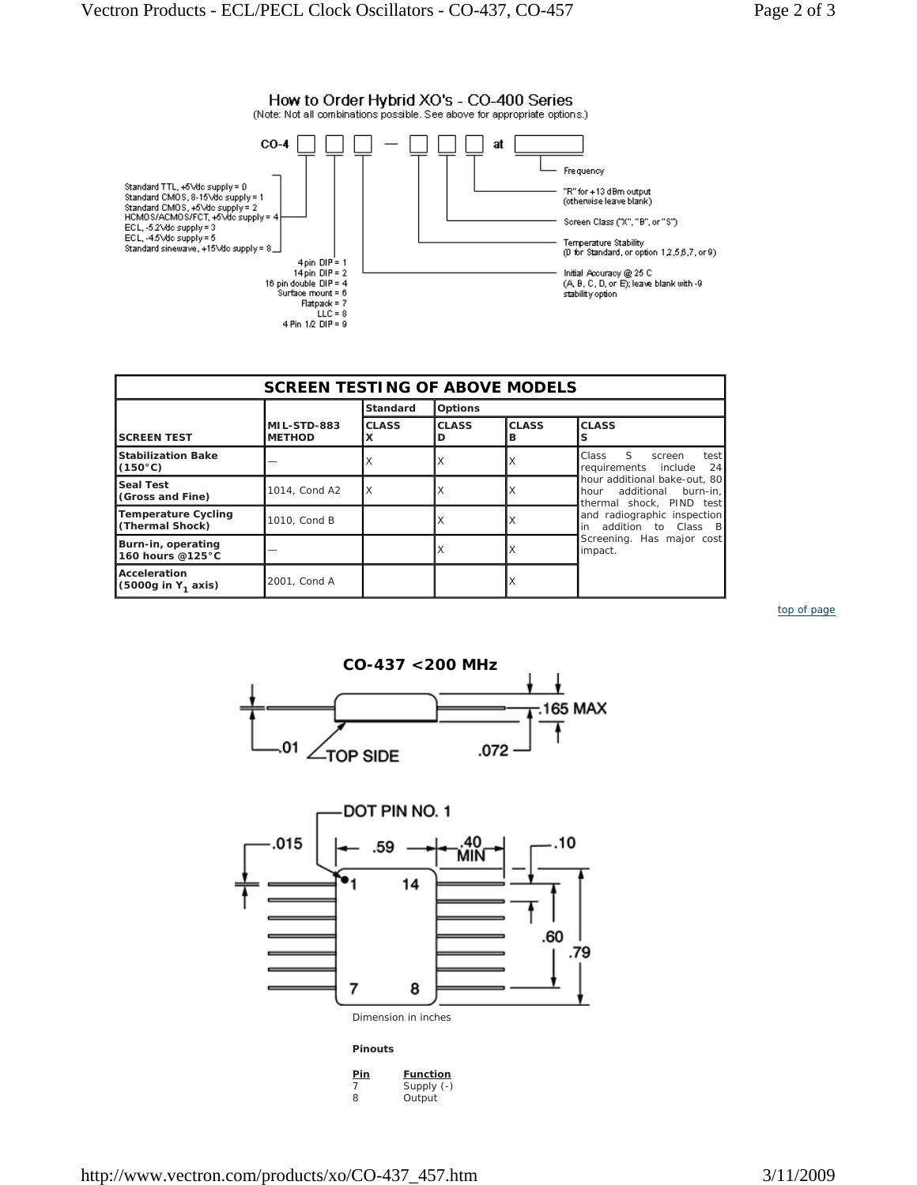## How to Order Hybrid XO's - CO-400 Series

(Note: Not all combinations possible. See above for appropriate options.)

CO-4 [ ] [ ] [ ] — [ ] [ ] [ ] at [ ]

- Standard TTL, +5Vdc supply = 0
- Standard CMOS, 8-15Vdc supply = 1
- Standard CMOS, +5Vdc supply = 2
- HCMOS/ACMOS/FCT, +5Vdc supply = 4
- ECL, -5.2Vdc supply = 3
- ECL, -4.5Vdc supply = 5
- Standard sinewave, +15Vdc supply = 8

- 4 pin DIP = 1
- 14 pin DIP = 2
- 16 pin double DIP = 4
- Surface mount = 6
- Flatpack = 7
- LLC = 8
- 4 Pin 1/2 DIP = 9

- Frequency
- "R" for +13 dBm output (otherwise leave blank)
- Screen Class ("X", "B", or "S")
- Temperature Stability (0 for Standard, or option 1,2,5,6,7, or 9)
- Initial Accuracy @ 25 C (A, B, C, D, or E); leave blank with -9 stability option

| SCREEN TESTING OF ABOVE MODELS | | | | | |
|---|---|---|---|---|---|
| | | Standard | Options | | |
| SCREEN TEST | MIL-STD-883 METHOD | CLASS X | CLASS D | CLASS B | CLASS S |
| Stabilization Bake (150°C) | — | X | X | X | Class S screen test requirements include 24 hour additional bake-out, 80 hour additional burn-in, thermal shock, PIND test and radiographic inspection in addition to Class B Screening. Has major cost impact. |
| Seal Test (Gross and Fine) | 1014, Cond A2 | X | X | X | |
| Temperature Cycling (Thermal Shock) | 1010, Cond B | | X | X | |
| Burn-in, operating 160 hours @125°C | — | | X | X | |
| Acceleration (5000g in $Y_1$ axis) | 2001, Cond A | | | X | |

top of page

### CO-437 <200 MHz

.01 TOP SIDE .072 .165 MAX

DOT PIN NO. 1

.015 .59 .40 MIN .10 .60 .79

1 14 7 8

Dimension in inches

**Pinouts**

| Pin | Function |
|---|---|
| 7 | Supply (-) |
| 8 | Output |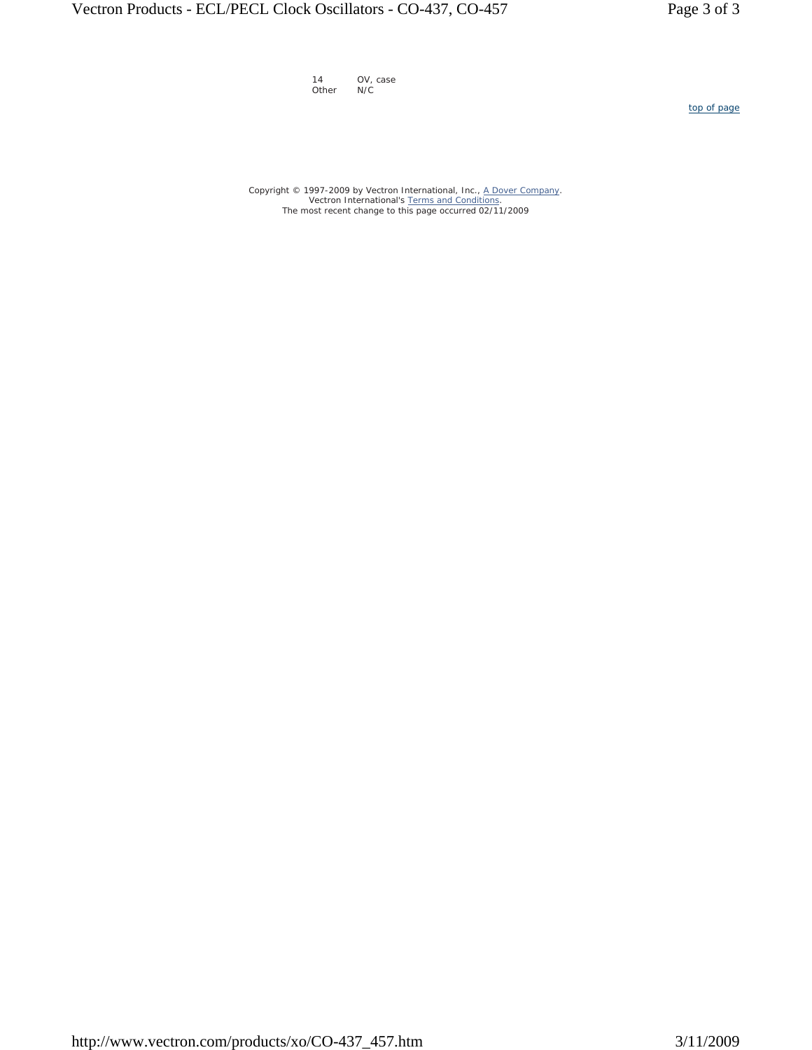| | |
|---|---|
| 14 | OV, case |
| Other | N/C |

top of page

Copyright © 1997-2009 by Vectron International, Inc., A Dover Company.
Vectron International's Terms and Conditions.
The most recent change to this page occurred 02/11/2009